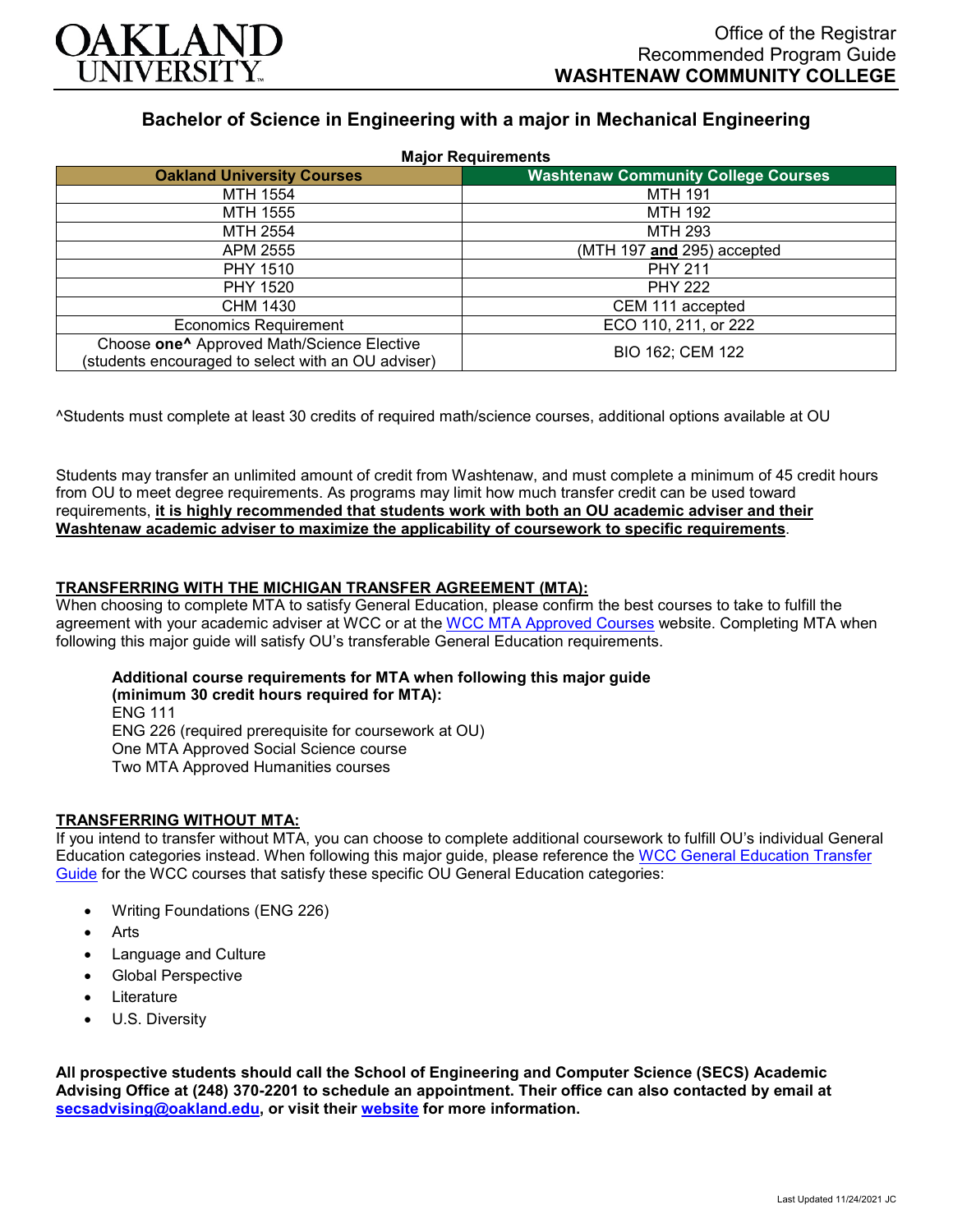OAKLAND UNIVERSITY

Office of the Registrar
Recommended Program Guide
**WASHTENAW COMMUNITY COLLEGE**

## Bachelor of Science in Engineering with a major in Mechanical Engineering

**Major Requirements**

| Oakland University Courses | Washtenaw Community College Courses |
|---|---|
| MTH 1554 | MTH 191 |
| MTH 1555 | MTH 192 |
| MTH 2554 | MTH 293 |
| APM 2555 | (MTH 197 **and** 295) accepted |
| PHY 1510 | PHY 211 |
| PHY 1520 | PHY 222 |
| CHM 1430 | CEM 111 accepted |
| Economics Requirement | ECO 110, 211, or 222 |
| Choose **one^** Approved Math/Science Elective (students encouraged to select with an OU adviser) | BIO 162; CEM 122 |

^Students must complete at least 30 credits of required math/science courses, additional options available at OU

Students may transfer an unlimited amount of credit from Washtenaw, and must complete a minimum of 45 credit hours from OU to meet degree requirements. As programs may limit how much transfer credit can be used toward requirements, **it is highly recommended that students work with both an OU academic adviser and their Washtenaw academic adviser to maximize the applicability of coursework to specific requirements**.

**TRANSFERRING WITH THE MICHIGAN TRANSFER AGREEMENT (MTA):**

When choosing to complete MTA to satisfy General Education, please confirm the best courses to take to fulfill the agreement with your academic adviser at WCC or at the WCC MTA Approved Courses website. Completing MTA when following this major guide will satisfy OU's transferable General Education requirements.

**Additional course requirements for MTA when following this major guide (minimum 30 credit hours required for MTA):**
ENG 111
ENG 226 (required prerequisite for coursework at OU)
One MTA Approved Social Science course
Two MTA Approved Humanities courses

**TRANSFERRING WITHOUT MTA:**

If you intend to transfer without MTA, you can choose to complete additional coursework to fulfill OU's individual General Education categories instead. When following this major guide, please reference the WCC General Education Transfer Guide for the WCC courses that satisfy these specific OU General Education categories:

- Writing Foundations (ENG 226)
- Arts
- Language and Culture
- Global Perspective
- Literature
- U.S. Diversity

**All prospective students should call the School of Engineering and Computer Science (SECS) Academic Advising Office at (248) 370-2201 to schedule an appointment. Their office can also contacted by email at secsadvising@oakland.edu, or visit their website for more information.**

Last Updated 11/24/2021 JC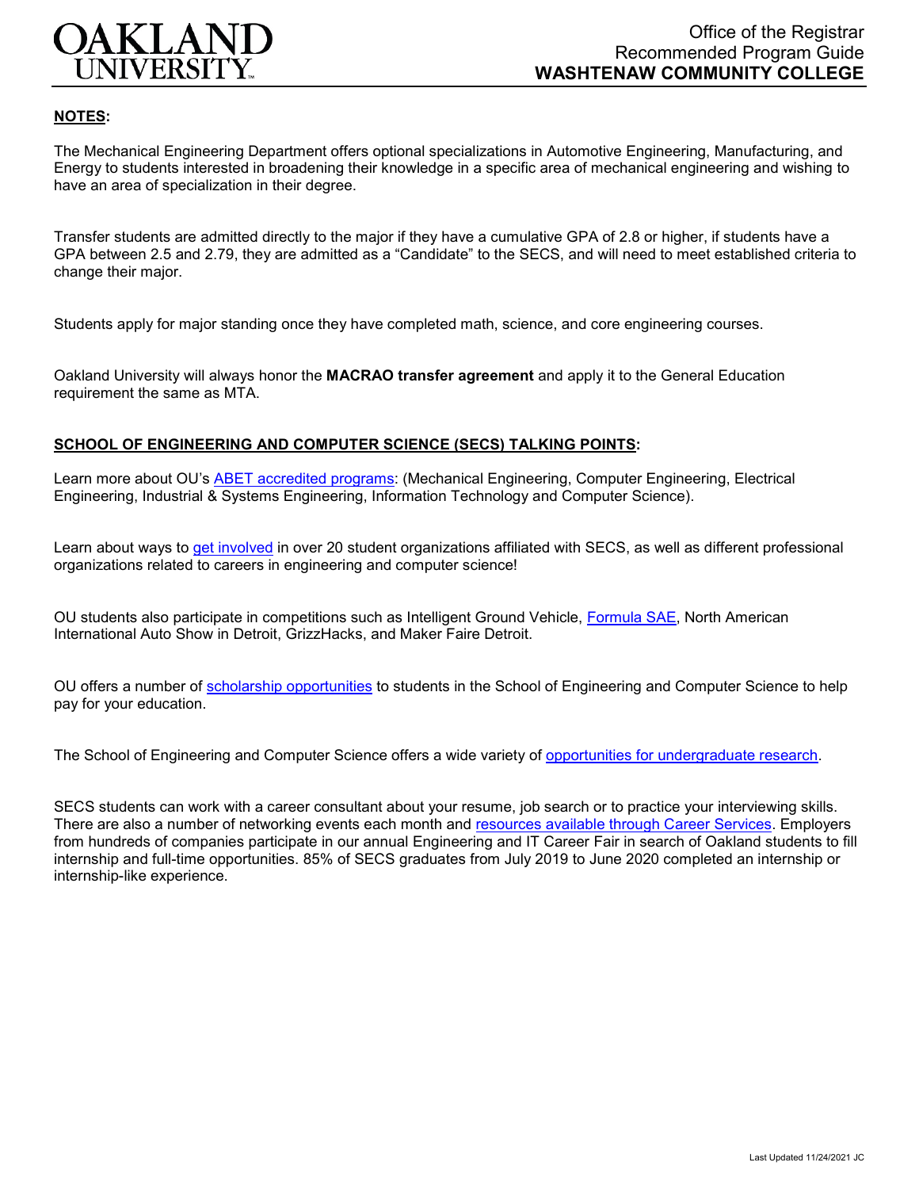**NOTES:**

The Mechanical Engineering Department offers optional specializations in Automotive Engineering, Manufacturing, and Energy to students interested in broadening their knowledge in a specific area of mechanical engineering and wishing to have an area of specialization in their degree.

Transfer students are admitted directly to the major if they have a cumulative GPA of 2.8 or higher, if students have a GPA between 2.5 and 2.79, they are admitted as a "Candidate" to the SECS, and will need to meet established criteria to change their major.

Students apply for major standing once they have completed math, science, and core engineering courses.

Oakland University will always honor the **MACRAO transfer agreement** and apply it to the General Education requirement the same as MTA.

**SCHOOL OF ENGINEERING AND COMPUTER SCIENCE (SECS) TALKING POINTS:**

Learn more about OU's ABET accredited programs: (Mechanical Engineering, Computer Engineering, Electrical Engineering, Industrial & Systems Engineering, Information Technology and Computer Science).

Learn about ways to get involved in over 20 student organizations affiliated with SECS, as well as different professional organizations related to careers in engineering and computer science!

OU students also participate in competitions such as Intelligent Ground Vehicle, Formula SAE, North American International Auto Show in Detroit, GrizzHacks, and Maker Faire Detroit.

OU offers a number of scholarship opportunities to students in the School of Engineering and Computer Science to help pay for your education.

The School of Engineering and Computer Science offers a wide variety of opportunities for undergraduate research.

SECS students can work with a career consultant about your resume, job search or to practice your interviewing skills. There are also a number of networking events each month and resources available through Career Services. Employers from hundreds of companies participate in our annual Engineering and IT Career Fair in search of Oakland students to fill internship and full-time opportunities. 85% of SECS graduates from July 2019 to June 2020 completed an internship or internship-like experience.